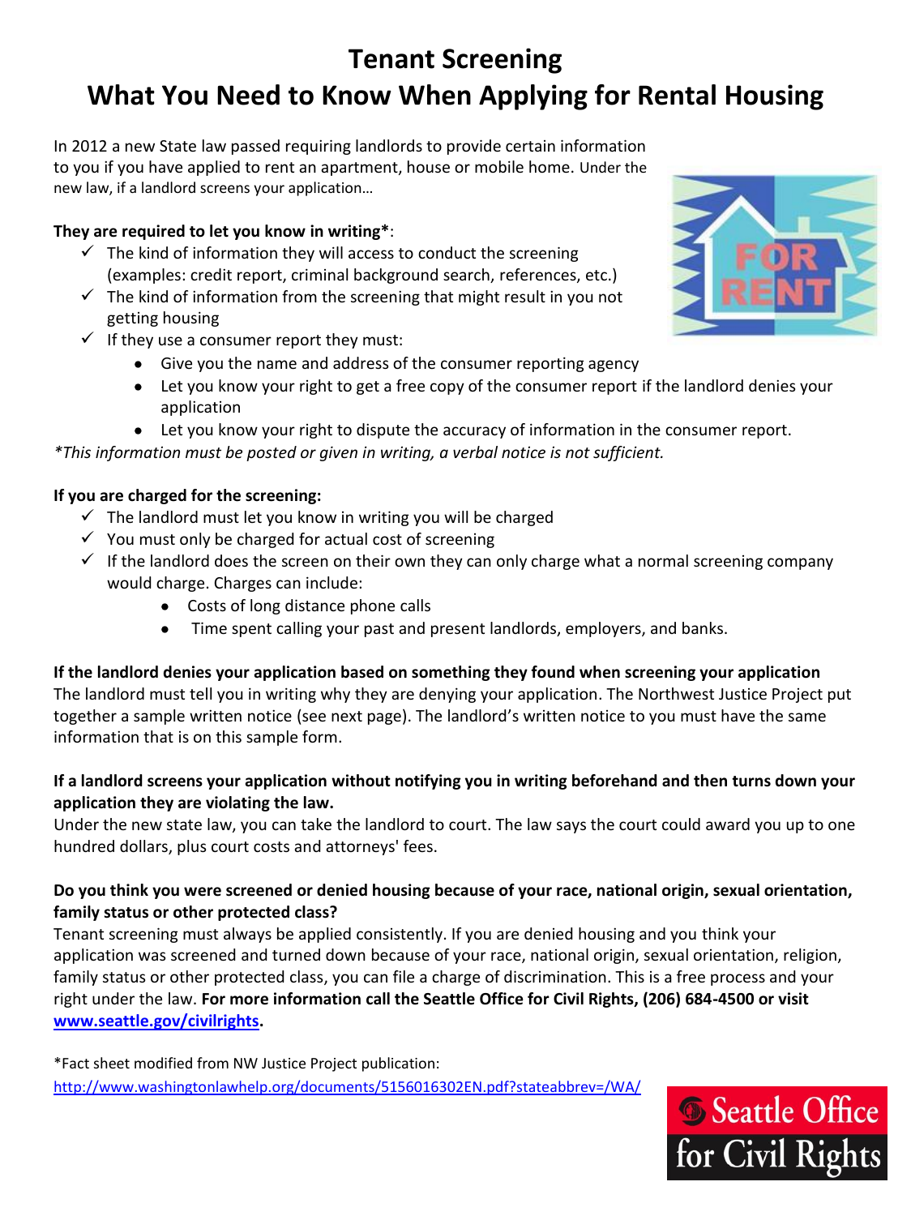# Tenant Screening

# What You Need to Know When Applying for Rental Housing

In 2012 a new State law passed requiring landlords to provide certain information to you if you have applied to rent an apartment, house or mobile home. Under the new law, if a landlord screens your application…

**They are required to let you know in writing*:**

- ✓ The kind of information they will access to conduct the screening (examples: credit report, criminal background search, references, etc.)
- ✓ The kind of information from the screening that might result in you not getting housing
- ✓ If they use a consumer report they must:
  - Give you the name and address of the consumer reporting agency
  - Let you know your right to get a free copy of the consumer report if the landlord denies your application
  - Let you know your right to dispute the accuracy of information in the consumer report.

*\*This information must be posted or given in writing, a verbal notice is not sufficient.*

**If you are charged for the screening:**

- ✓ The landlord must let you know in writing you will be charged
- ✓ You must only be charged for actual cost of screening
- ✓ If the landlord does the screen on their own they can only charge what a normal screening company would charge. Charges can include:
  - Costs of long distance phone calls
  - Time spent calling your past and present landlords, employers, and banks.

**If the landlord denies your application based on something they found when screening your application**

The landlord must tell you in writing why they are denying your application. The Northwest Justice Project put together a sample written notice (see next page). The landlord's written notice to you must have the same information that is on this sample form.

**If a landlord screens your application without notifying you in writing beforehand and then turns down your application they are violating the law.**

Under the new state law, you can take the landlord to court. The law says the court could award you up to one hundred dollars, plus court costs and attorneys' fees.

**Do you think you were screened or denied housing because of your race, national origin, sexual orientation, family status or other protected class?**

Tenant screening must always be applied consistently. If you are denied housing and you think your application was screened and turned down because of your race, national origin, sexual orientation, religion, family status or other protected class, you can file a charge of discrimination. This is a free process and your right under the law. **For more information call the Seattle Office for Civil Rights, (206) 684-4500 or visit [www.seattle.gov/civilrights](http://www.seattle.gov/civilrights).**

*Fact sheet modified from NW Justice Project publication:
http://www.washingtonlawhelp.org/documents/5156016302EN.pdf?stateabbrev=/WA/

Seattle Office for Civil Rights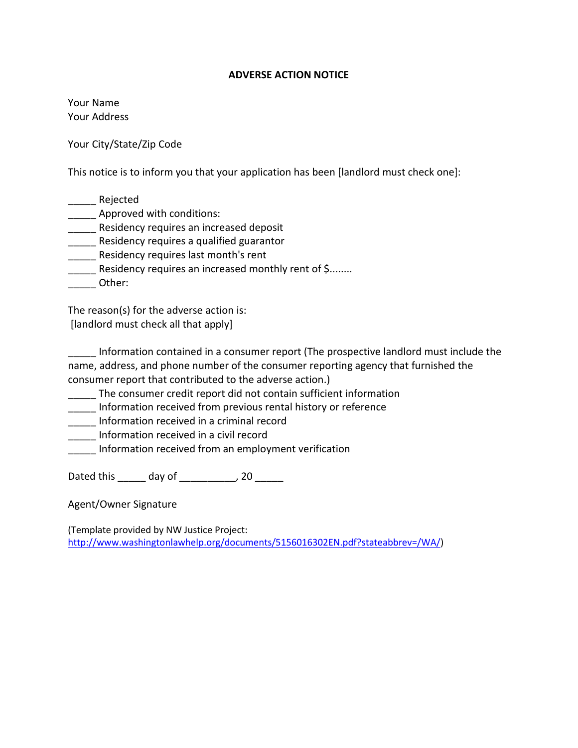**ADVERSE ACTION NOTICE**

Your Name
Your Address

Your City/State/Zip Code

This notice is to inform you that your application has been [landlord must check one]:

_____ Rejected
_____ Approved with conditions:
_____ Residency requires an increased deposit
_____ Residency requires a qualified guarantor
_____ Residency requires last month's rent
_____ Residency requires an increased monthly rent of $........
_____ Other:

The reason(s) for the adverse action is:
[landlord must check all that apply]

_____ Information contained in a consumer report (The prospective landlord must include the name, address, and phone number of the consumer reporting agency that furnished the consumer report that contributed to the adverse action.)
_____ The consumer credit report did not contain sufficient information
_____ Information received from previous rental history or reference
_____ Information received in a criminal record
_____ Information received in a civil record
_____ Information received from an employment verification

Dated this _____ day of __________, 20 _____

Agent/Owner Signature

(Template provided by NW Justice Project: http://www.washingtonlawhelp.org/documents/5156016302EN.pdf?stateabbrev=/WA/)